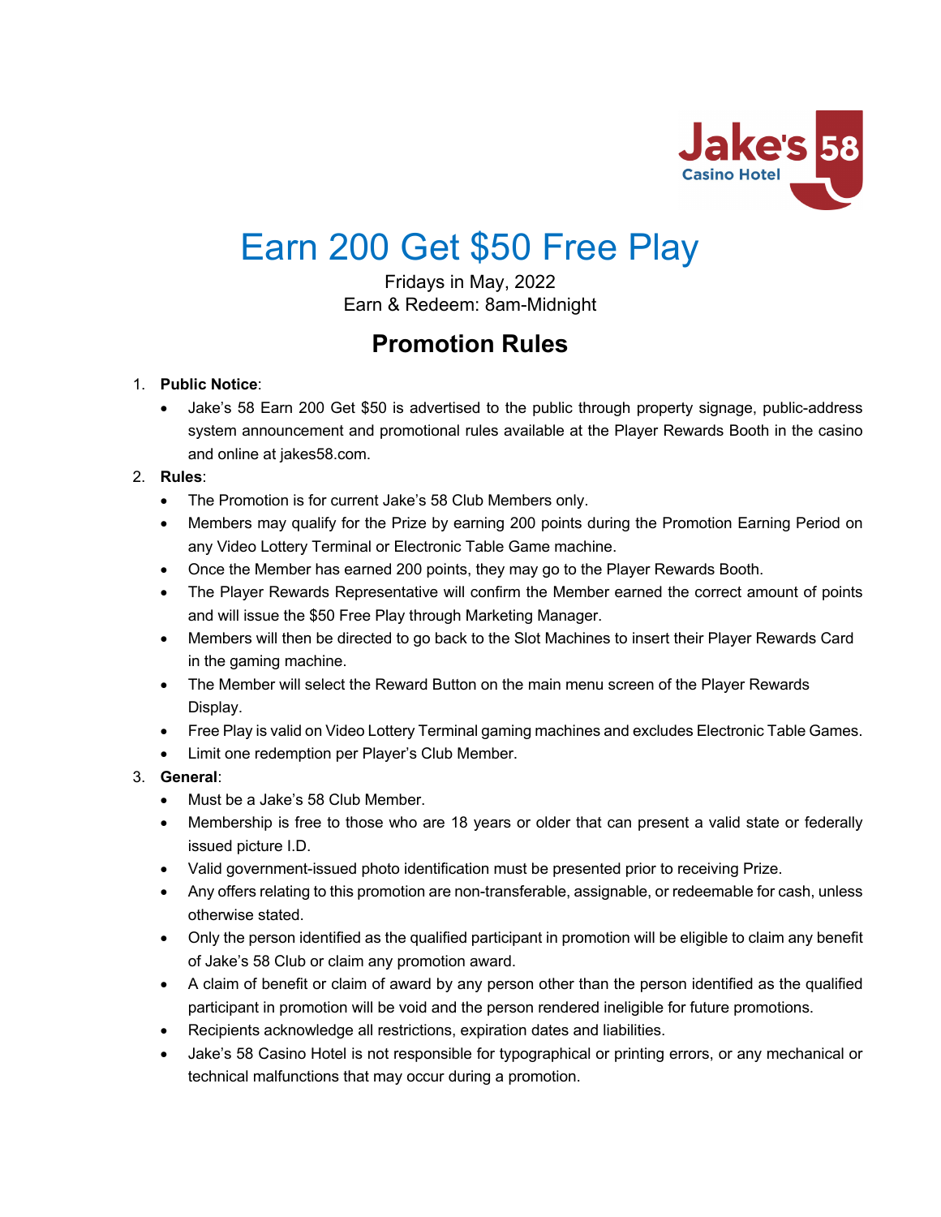# Earn 200 Get $50 Free Play

Fridays in May, 2022
Earn & Redeem: 8am-Midnight

## Promotion Rules

1. **Public Notice**:
   - Jake's 58 Earn 200 Get $50 is advertised to the public through property signage, public-address system announcement and promotional rules available at the Player Rewards Booth in the casino and online at jakes58.com.
2. **Rules**:
   - The Promotion is for current Jake's 58 Club Members only.
   - Members may qualify for the Prize by earning 200 points during the Promotion Earning Period on any Video Lottery Terminal or Electronic Table Game machine.
   - Once the Member has earned 200 points, they may go to the Player Rewards Booth.
   - The Player Rewards Representative will confirm the Member earned the correct amount of points and will issue the $50 Free Play through Marketing Manager.
   - Members will then be directed to go back to the Slot Machines to insert their Player Rewards Card in the gaming machine.
   - The Member will select the Reward Button on the main menu screen of the Player Rewards Display.
   - Free Play is valid on Video Lottery Terminal gaming machines and excludes Electronic Table Games.
   - Limit one redemption per Player's Club Member.
3. **General**:
   - Must be a Jake's 58 Club Member.
   - Membership is free to those who are 18 years or older that can present a valid state or federally issued picture I.D.
   - Valid government-issued photo identification must be presented prior to receiving Prize.
   - Any offers relating to this promotion are non-transferable, assignable, or redeemable for cash, unless otherwise stated.
   - Only the person identified as the qualified participant in promotion will be eligible to claim any benefit of Jake's 58 Club or claim any promotion award.
   - A claim of benefit or claim of award by any person other than the person identified as the qualified participant in promotion will be void and the person rendered ineligible for future promotions.
   - Recipients acknowledge all restrictions, expiration dates and liabilities.
   - Jake's 58 Casino Hotel is not responsible for typographical or printing errors, or any mechanical or technical malfunctions that may occur during a promotion.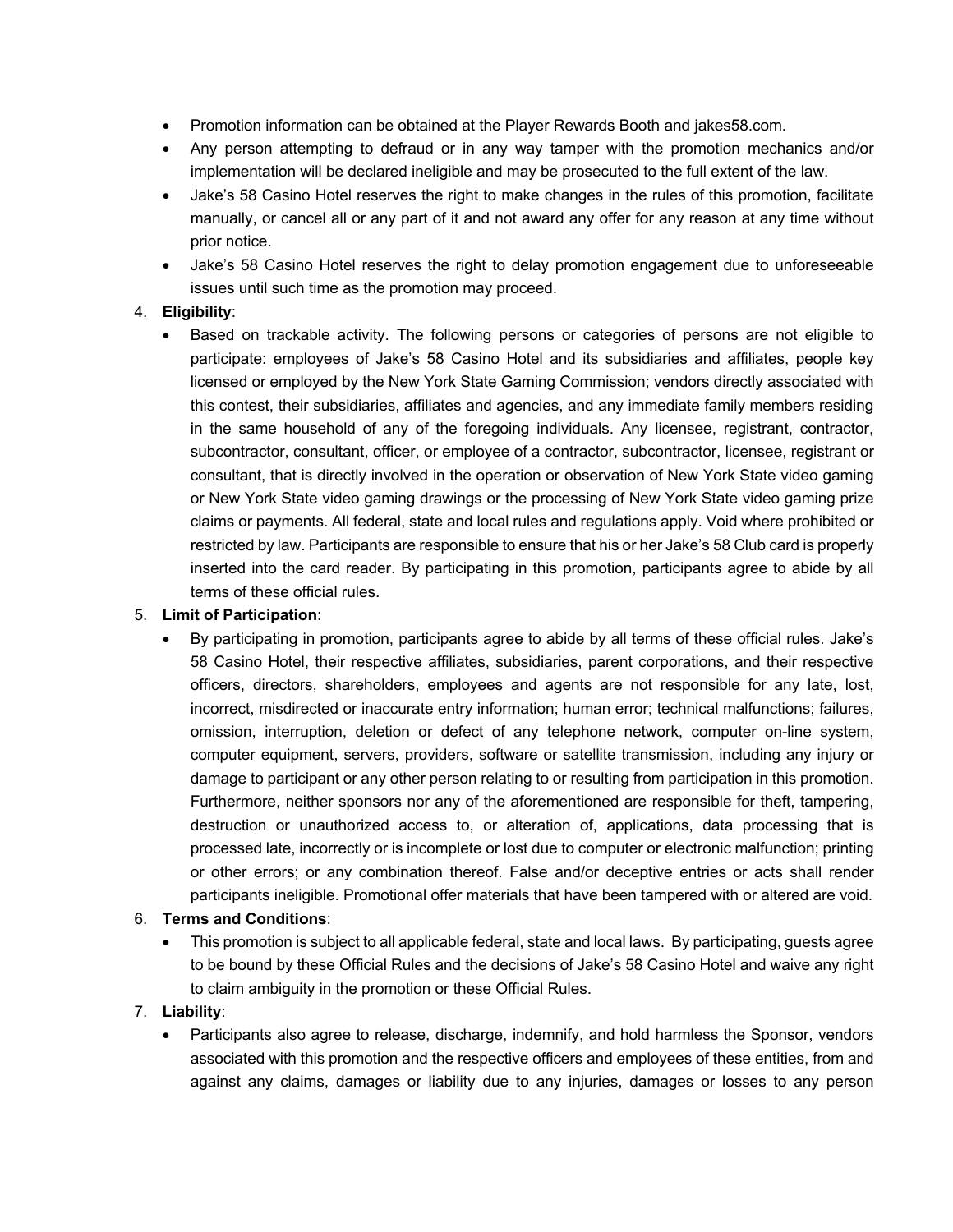- Promotion information can be obtained at the Player Rewards Booth and jakes58.com.
- Any person attempting to defraud or in any way tamper with the promotion mechanics and/or implementation will be declared ineligible and may be prosecuted to the full extent of the law.
- Jake's 58 Casino Hotel reserves the right to make changes in the rules of this promotion, facilitate manually, or cancel all or any part of it and not award any offer for any reason at any time without prior notice.
- Jake's 58 Casino Hotel reserves the right to delay promotion engagement due to unforeseeable issues until such time as the promotion may proceed.

4. **Eligibility**:
   - Based on trackable activity. The following persons or categories of persons are not eligible to participate: employees of Jake's 58 Casino Hotel and its subsidiaries and affiliates, people key licensed or employed by the New York State Gaming Commission; vendors directly associated with this contest, their subsidiaries, affiliates and agencies, and any immediate family members residing in the same household of any of the foregoing individuals. Any licensee, registrant, contractor, subcontractor, consultant, officer, or employee of a contractor, subcontractor, licensee, registrant or consultant, that is directly involved in the operation or observation of New York State video gaming or New York State video gaming drawings or the processing of New York State video gaming prize claims or payments. All federal, state and local rules and regulations apply. Void where prohibited or restricted by law. Participants are responsible to ensure that his or her Jake's 58 Club card is properly inserted into the card reader. By participating in this promotion, participants agree to abide by all terms of these official rules.
5. **Limit of Participation**:
   - By participating in promotion, participants agree to abide by all terms of these official rules. Jake's 58 Casino Hotel, their respective affiliates, subsidiaries, parent corporations, and their respective officers, directors, shareholders, employees and agents are not responsible for any late, lost, incorrect, misdirected or inaccurate entry information; human error; technical malfunctions; failures, omission, interruption, deletion or defect of any telephone network, computer on-line system, computer equipment, servers, providers, software or satellite transmission, including any injury or damage to participant or any other person relating to or resulting from participation in this promotion. Furthermore, neither sponsors nor any of the aforementioned are responsible for theft, tampering, destruction or unauthorized access to, or alteration of, applications, data processing that is processed late, incorrectly or is incomplete or lost due to computer or electronic malfunction; printing or other errors; or any combination thereof. False and/or deceptive entries or acts shall render participants ineligible. Promotional offer materials that have been tampered with or altered are void.
6. **Terms and Conditions**:
   - This promotion is subject to all applicable federal, state and local laws. By participating, guests agree to be bound by these Official Rules and the decisions of Jake's 58 Casino Hotel and waive any right to claim ambiguity in the promotion or these Official Rules.
7. **Liability**:
   - Participants also agree to release, discharge, indemnify, and hold harmless the Sponsor, vendors associated with this promotion and the respective officers and employees of these entities, from and against any claims, damages or liability due to any injuries, damages or losses to any person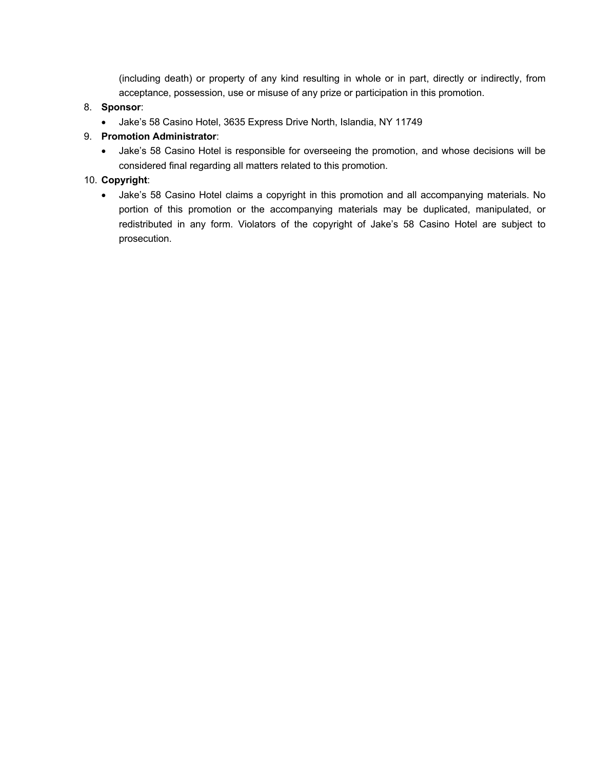(including death) or property of any kind resulting in whole or in part, directly or indirectly, from acceptance, possession, use or misuse of any prize or participation in this promotion.

8. **Sponsor**:
   - Jake's 58 Casino Hotel, 3635 Express Drive North, Islandia, NY 11749
9. **Promotion Administrator**:
   - Jake's 58 Casino Hotel is responsible for overseeing the promotion, and whose decisions will be considered final regarding all matters related to this promotion.
10. **Copyright**:
    - Jake's 58 Casino Hotel claims a copyright in this promotion and all accompanying materials. No portion of this promotion or the accompanying materials may be duplicated, manipulated, or redistributed in any form. Violators of the copyright of Jake's 58 Casino Hotel are subject to prosecution.